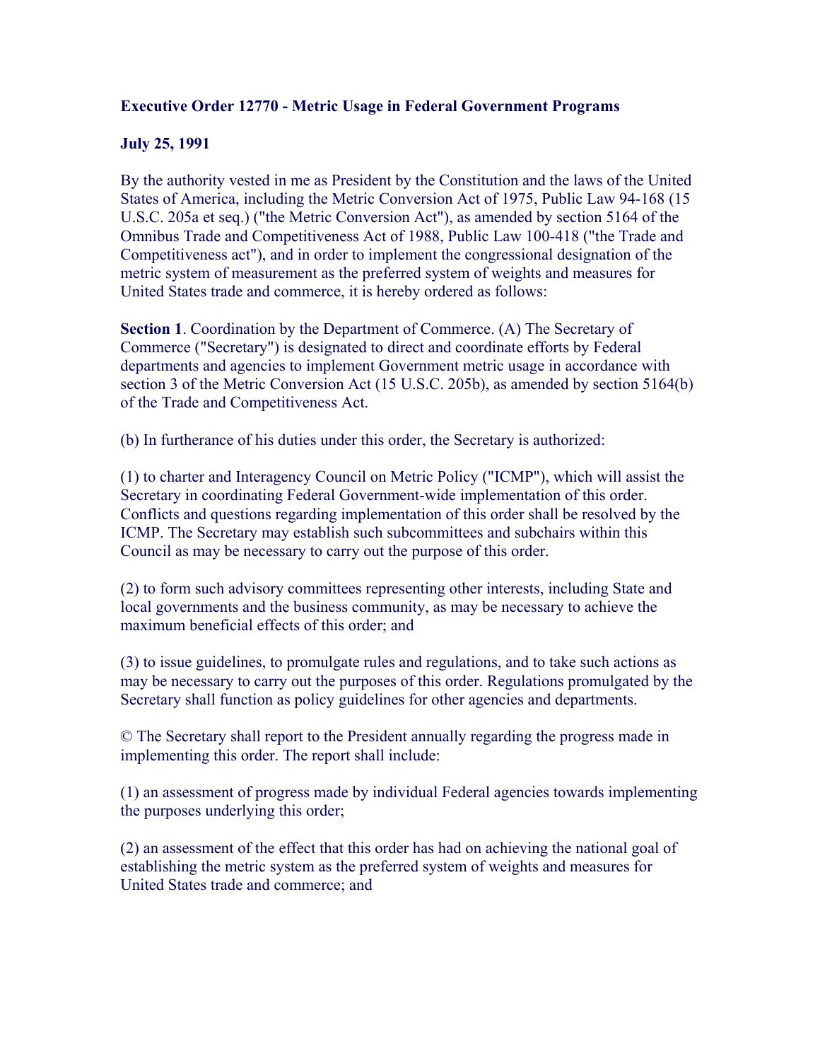**Executive Order 12770 - Metric Usage in Federal Government Programs**

**July 25, 1991**

By the authority vested in me as President by the Constitution and the laws of the United States of America, including the Metric Conversion Act of 1975, Public Law 94-168 (15 U.S.C. 205a et seq.) ("the Metric Conversion Act"), as amended by section 5164 of the Omnibus Trade and Competitiveness Act of 1988, Public Law 100-418 ("the Trade and Competitiveness act"), and in order to implement the congressional designation of the metric system of measurement as the preferred system of weights and measures for United States trade and commerce, it is hereby ordered as follows:

**Section 1**. Coordination by the Department of Commerce. (A) The Secretary of Commerce ("Secretary") is designated to direct and coordinate efforts by Federal departments and agencies to implement Government metric usage in accordance with section 3 of the Metric Conversion Act (15 U.S.C. 205b), as amended by section 5164(b) of the Trade and Competitiveness Act.

(b) In furtherance of his duties under this order, the Secretary is authorized:

(1) to charter and Interagency Council on Metric Policy ("ICMP"), which will assist the Secretary in coordinating Federal Government-wide implementation of this order. Conflicts and questions regarding implementation of this order shall be resolved by the ICMP. The Secretary may establish such subcommittees and subchairs within this Council as may be necessary to carry out the purpose of this order.

(2) to form such advisory committees representing other interests, including State and local governments and the business community, as may be necessary to achieve the maximum beneficial effects of this order; and

(3) to issue guidelines, to promulgate rules and regulations, and to take such actions as may be necessary to carry out the purposes of this order. Regulations promulgated by the Secretary shall function as policy guidelines for other agencies and departments.

© The Secretary shall report to the President annually regarding the progress made in implementing this order. The report shall include:

(1) an assessment of progress made by individual Federal agencies towards implementing the purposes underlying this order;

(2) an assessment of the effect that this order has had on achieving the national goal of establishing the metric system as the preferred system of weights and measures for United States trade and commerce; and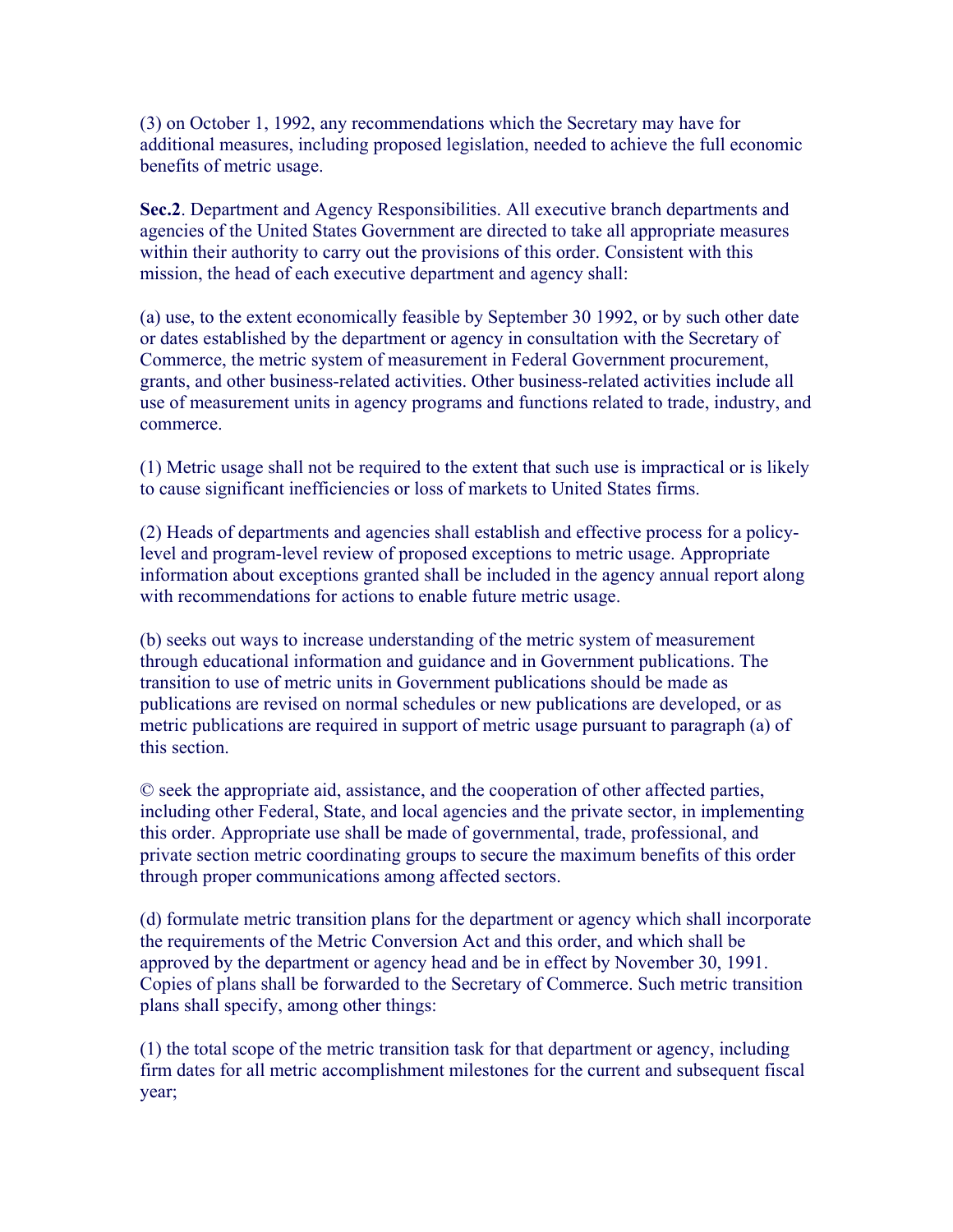(3) on October 1, 1992, any recommendations which the Secretary may have for additional measures, including proposed legislation, needed to achieve the full economic benefits of metric usage.

**Sec.2**. Department and Agency Responsibilities. All executive branch departments and agencies of the United States Government are directed to take all appropriate measures within their authority to carry out the provisions of this order. Consistent with this mission, the head of each executive department and agency shall:

(a) use, to the extent economically feasible by September 30 1992, or by such other date or dates established by the department or agency in consultation with the Secretary of Commerce, the metric system of measurement in Federal Government procurement, grants, and other business-related activities. Other business-related activities include all use of measurement units in agency programs and functions related to trade, industry, and commerce.

(1) Metric usage shall not be required to the extent that such use is impractical or is likely to cause significant inefficiencies or loss of markets to United States firms.

(2) Heads of departments and agencies shall establish and effective process for a policy-level and program-level review of proposed exceptions to metric usage. Appropriate information about exceptions granted shall be included in the agency annual report along with recommendations for actions to enable future metric usage.

(b) seeks out ways to increase understanding of the metric system of measurement through educational information and guidance and in Government publications. The transition to use of metric units in Government publications should be made as publications are revised on normal schedules or new publications are developed, or as metric publications are required in support of metric usage pursuant to paragraph (a) of this section.

© seek the appropriate aid, assistance, and the cooperation of other affected parties, including other Federal, State, and local agencies and the private sector, in implementing this order. Appropriate use shall be made of governmental, trade, professional, and private section metric coordinating groups to secure the maximum benefits of this order through proper communications among affected sectors.

(d) formulate metric transition plans for the department or agency which shall incorporate the requirements of the Metric Conversion Act and this order, and which shall be approved by the department or agency head and be in effect by November 30, 1991. Copies of plans shall be forwarded to the Secretary of Commerce. Such metric transition plans shall specify, among other things:

(1) the total scope of the metric transition task for that department or agency, including firm dates for all metric accomplishment milestones for the current and subsequent fiscal year;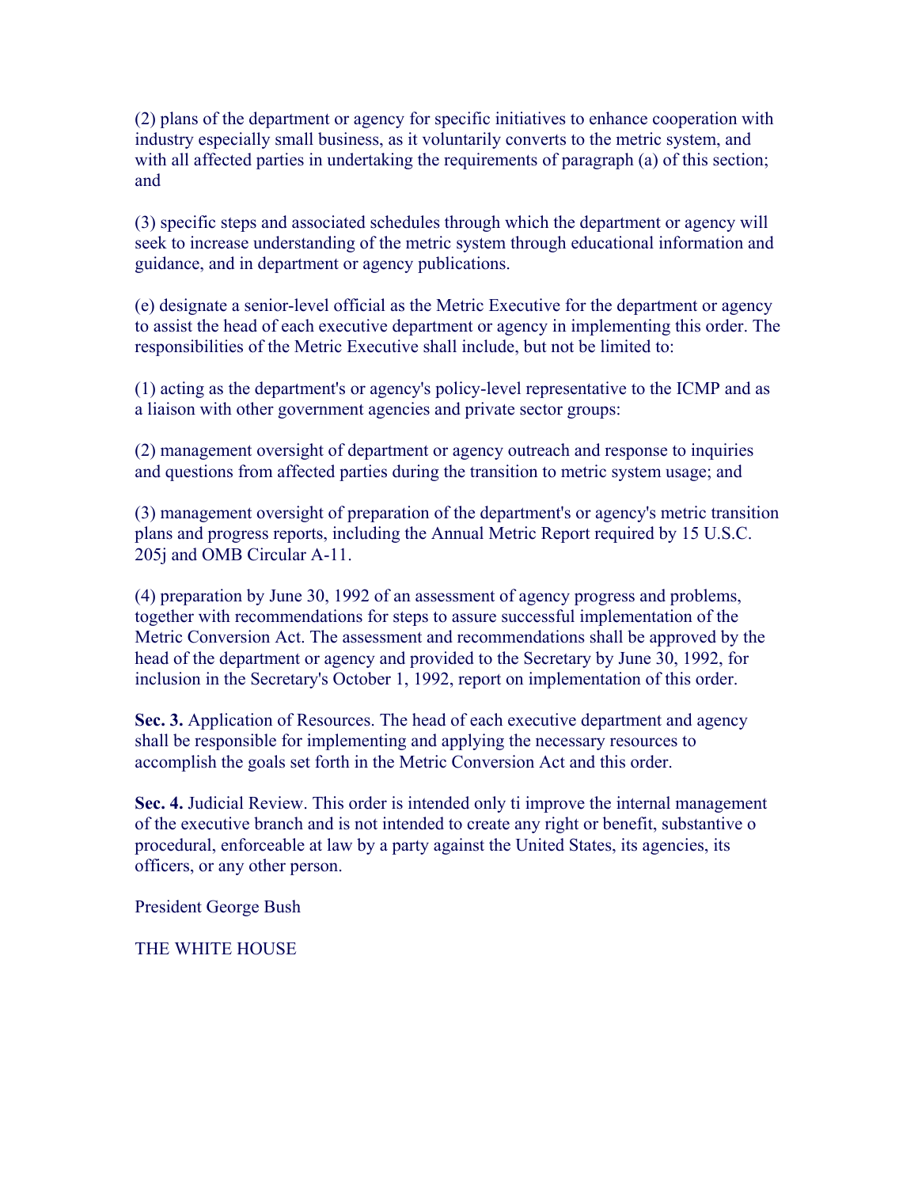(2) plans of the department or agency for specific initiatives to enhance cooperation with industry especially small business, as it voluntarily converts to the metric system, and with all affected parties in undertaking the requirements of paragraph (a) of this section; and

(3) specific steps and associated schedules through which the department or agency will seek to increase understanding of the metric system through educational information and guidance, and in department or agency publications.

(e) designate a senior-level official as the Metric Executive for the department or agency to assist the head of each executive department or agency in implementing this order. The responsibilities of the Metric Executive shall include, but not be limited to:

(1) acting as the department's or agency's policy-level representative to the ICMP and as a liaison with other government agencies and private sector groups:

(2) management oversight of department or agency outreach and response to inquiries and questions from affected parties during the transition to metric system usage; and

(3) management oversight of preparation of the department's or agency's metric transition plans and progress reports, including the Annual Metric Report required by 15 U.S.C. 205j and OMB Circular A-11.

(4) preparation by June 30, 1992 of an assessment of agency progress and problems, together with recommendations for steps to assure successful implementation of the Metric Conversion Act. The assessment and recommendations shall be approved by the head of the department or agency and provided to the Secretary by June 30, 1992, for inclusion in the Secretary's October 1, 1992, report on implementation of this order.

**Sec. 3.** Application of Resources. The head of each executive department and agency shall be responsible for implementing and applying the necessary resources to accomplish the goals set forth in the Metric Conversion Act and this order.

**Sec. 4.** Judicial Review. This order is intended only ti improve the internal management of the executive branch and is not intended to create any right or benefit, substantive o procedural, enforceable at law by a party against the United States, its agencies, its officers, or any other person.

President George Bush

THE WHITE HOUSE